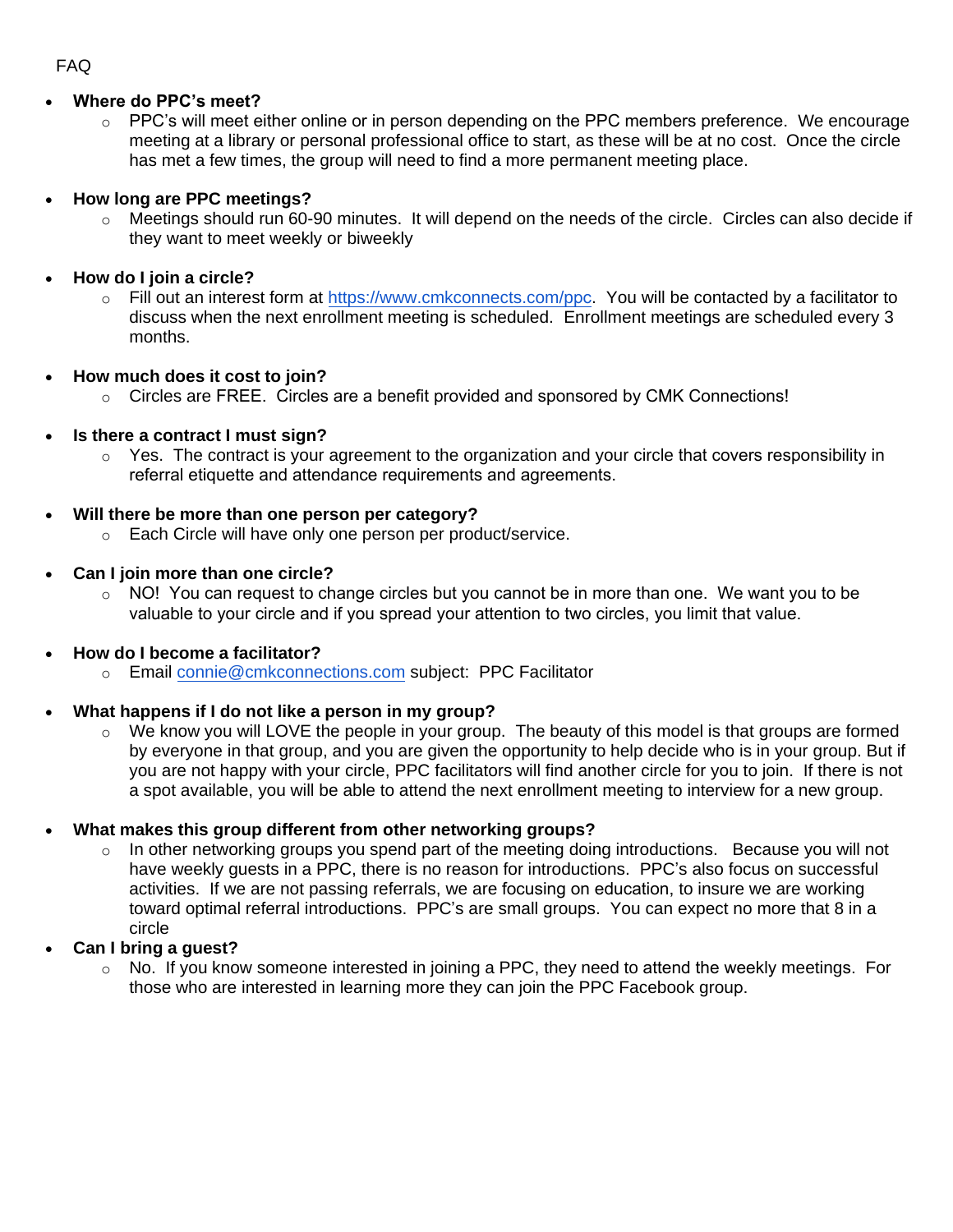FAQ

- **Where do PPC's meet?**
  - PPC's will meet either online or in person depending on the PPC members preference. We encourage meeting at a library or personal professional office to start, as these will be at no cost. Once the circle has met a few times, the group will need to find a more permanent meeting place.

- **How long are PPC meetings?**
  - Meetings should run 60-90 minutes. It will depend on the needs of the circle. Circles can also decide if they want to meet weekly or biweekly

- **How do I join a circle?**
  - Fill out an interest form at [https://www.cmkconnects.com/ppc](https://www.cmkconnects.com/ppc). You will be contacted by a facilitator to discuss when the next enrollment meeting is scheduled. Enrollment meetings are scheduled every 3 months.

- **How much does it cost to join?**
  - Circles are FREE. Circles are a benefit provided and sponsored by CMK Connections!

- **Is there a contract I must sign?**
  - Yes. The contract is your agreement to the organization and your circle that covers responsibility in referral etiquette and attendance requirements and agreements.

- **Will there be more than one person per category?**
  - Each Circle will have only one person per product/service.

- **Can I join more than one circle?**
  - NO! You can request to change circles but you cannot be in more than one. We want you to be valuable to your circle and if you spread your attention to two circles, you limit that value.

- **How do I become a facilitator?**
  - Email [connie@cmkconnections.com](mailto:connie@cmkconnections.com) subject: PPC Facilitator

- **What happens if I do not like a person in my group?**
  - We know you will LOVE the people in your group. The beauty of this model is that groups are formed by everyone in that group, and you are given the opportunity to help decide who is in your group. But if you are not happy with your circle, PPC facilitators will find another circle for you to join. If there is not a spot available, you will be able to attend the next enrollment meeting to interview for a new group.

- **What makes this group different from other networking groups?**
  - In other networking groups you spend part of the meeting doing introductions. Because you will not have weekly guests in a PPC, there is no reason for introductions. PPC's also focus on successful activities. If we are not passing referrals, we are focusing on education, to insure we are working toward optimal referral introductions. PPC's are small groups. You can expect no more that 8 in a circle
- **Can I bring a guest?**
  - No. If you know someone interested in joining a PPC, they need to attend the weekly meetings. For those who are interested in learning more they can join the PPC Facebook group.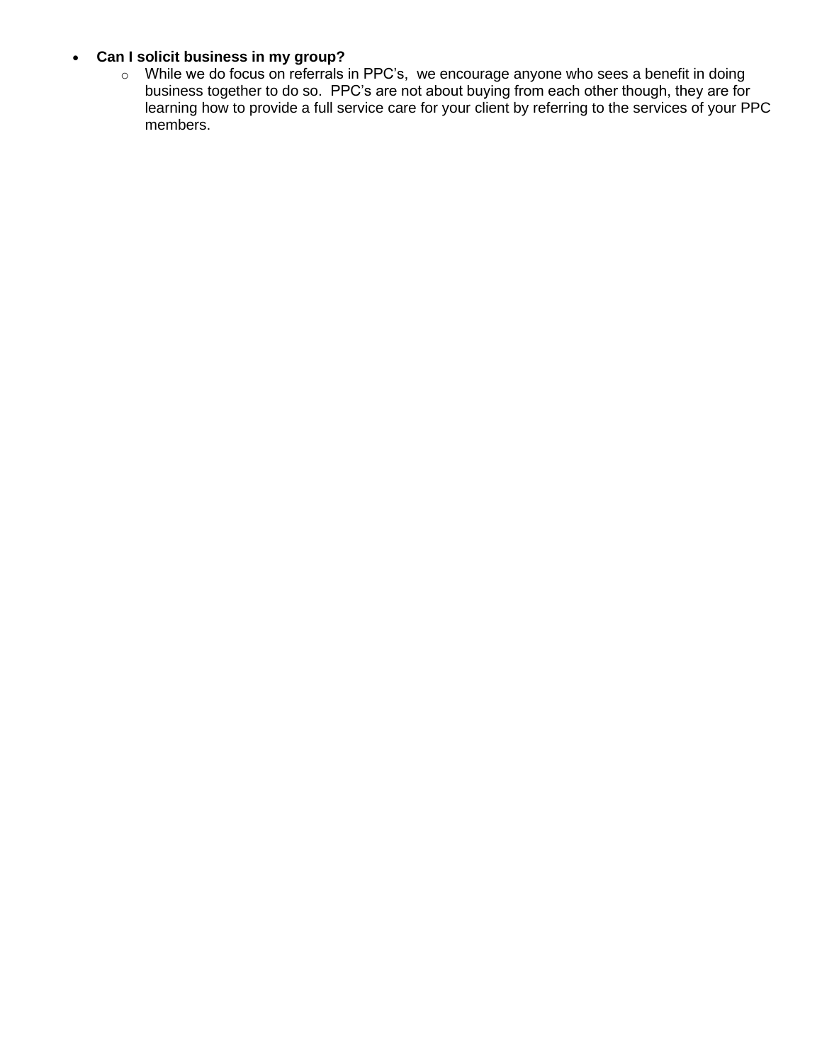- **Can I solicit business in my group?**
  - While we do focus on referrals in PPC's, we encourage anyone who sees a benefit in doing business together to do so. PPC's are not about buying from each other though, they are for learning how to provide a full service care for your client by referring to the services of your PPC members.